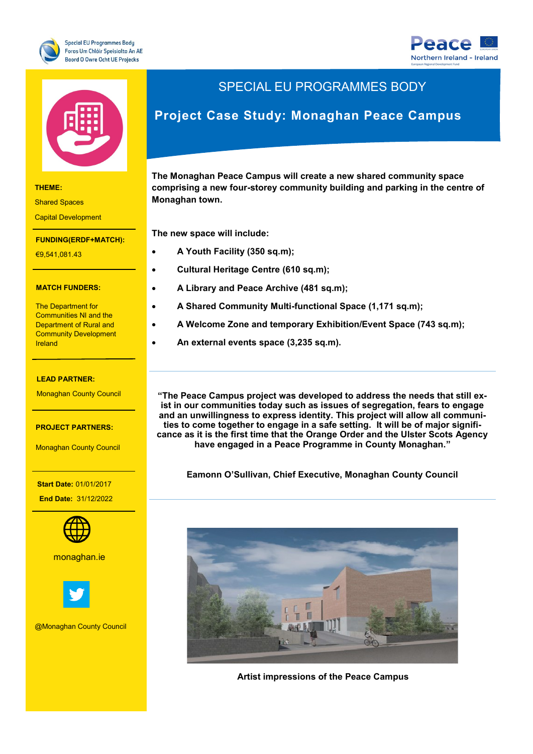Special EU Programmes Body
Foras Um Chláir Speisialta An AE
Boord O Owre Ocht UE Projecks

Peace
Northern Ireland - Ireland
European Regional Development Fund

# SPECIAL EU PROGRAMMES BODY

## Project Case Study: Monaghan Peace Campus

**THEME:**

Shared Spaces

Capital Development

**FUNDING(ERDF+MATCH):**

€9,541,081.43

**MATCH FUNDERS:**

The Department for Communities NI and the Department of Rural and Community Development Ireland

**LEAD PARTNER:**

Monaghan County Council

**PROJECT PARTNERS:**

Monaghan County Council

**Start Date:** 01/01/2017

**End Date:** 31/12/2022

monaghan.ie

@Monaghan County Council

**The Monaghan Peace Campus will create a new shared community space comprising a new four-storey community building and parking in the centre of Monaghan town.**

**The new space will include:**

- **A Youth Facility (350 sq.m);**
- **Cultural Heritage Centre (610 sq.m);**
- **A Library and Peace Archive (481 sq.m);**
- **A Shared Community Multi-functional Space (1,171 sq.m);**
- **A Welcome Zone and temporary Exhibition/Event Space (743 sq.m);**
- **An external events space (3,235 sq.m).**

**"The Peace Campus project was developed to address the needs that still exist in our communities today such as issues of segregation, fears to engage and an unwillingness to express identity. This project will allow all communities to come together to engage in a safe setting. It will be of major significance as it is the first time that the Orange Order and the Ulster Scots Agency have engaged in a Peace Programme in County Monaghan."**

**Eamonn O'Sullivan, Chief Executive, Monaghan County Council**

**Artist impressions of the Peace Campus**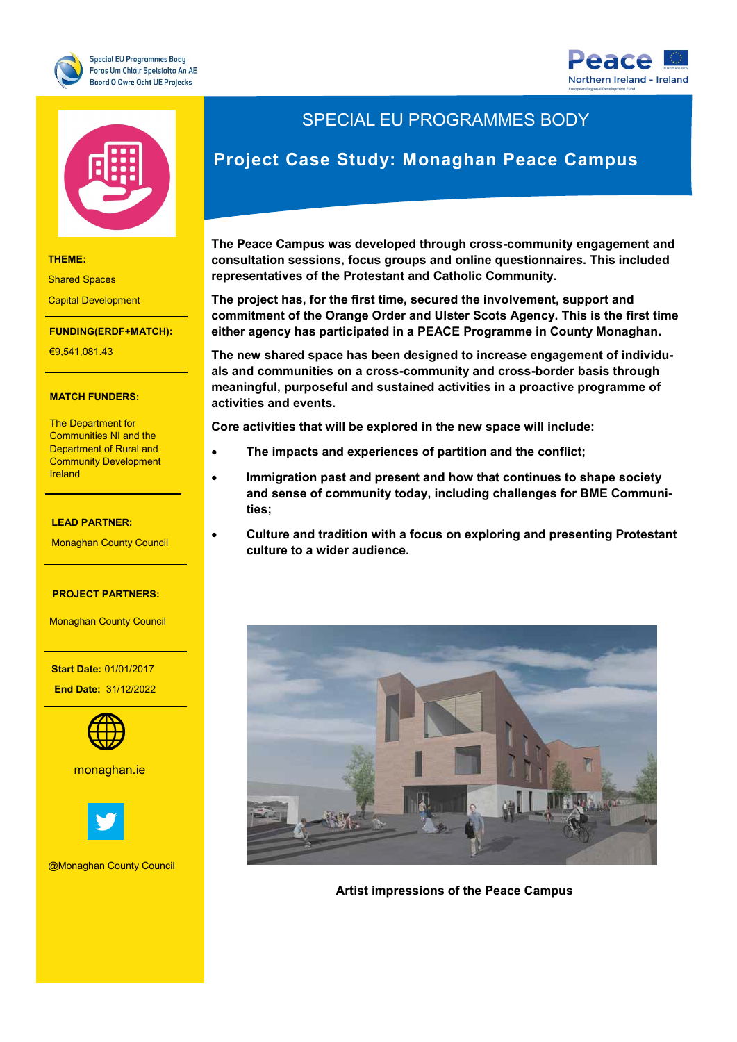SPECIAL EU PROGRAMMES BODY

# Project Case Study: Monaghan Peace Campus

**THEME:**

Shared Spaces

Capital Development

**FUNDING(ERDF+MATCH):**

€9,541,081.43

**MATCH FUNDERS:**

The Department for Communities NI and the Department of Rural and Community Development Ireland

**LEAD PARTNER:**

Monaghan County Council

**PROJECT PARTNERS:**

Monaghan County Council

**Start Date:** 01/01/2017

**End Date:** 31/12/2022

monaghan.ie

@Monaghan County Council

**The Peace Campus was developed through cross-community engagement and consultation sessions, focus groups and online questionnaires. This included representatives of the Protestant and Catholic Community.**

**The project has, for the first time, secured the involvement, support and commitment of the Orange Order and Ulster Scots Agency. This is the first time either agency has participated in a PEACE Programme in County Monaghan.**

**The new shared space has been designed to increase engagement of individuals and communities on a cross-community and cross-border basis through meaningful, purposeful and sustained activities in a proactive programme of activities and events.**

**Core activities that will be explored in the new space will include:**

- **The impacts and experiences of partition and the conflict;**
- **Immigration past and present and how that continues to shape society and sense of community today, including challenges for BME Communities;**
- **Culture and tradition with a focus on exploring and presenting Protestant culture to a wider audience.**

**Artist impressions of the Peace Campus**